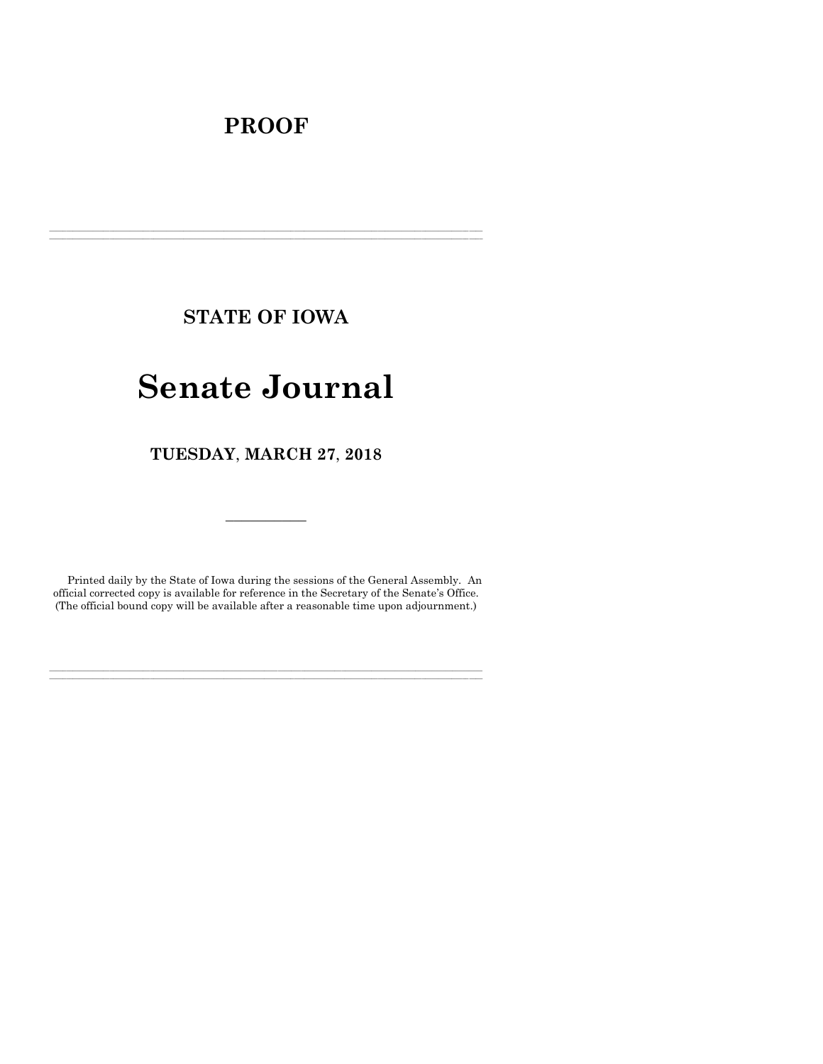**PROOF**

---

## STATE OF IOWA

# Senate Journal

### TUESDAY, MARCH 27, 2018

---

Printed daily by the State of Iowa during the sessions of the General Assembly. An official corrected copy is available for reference in the Secretary of the Senate's Office. (The official bound copy will be available after a reasonable time upon adjournment.)

---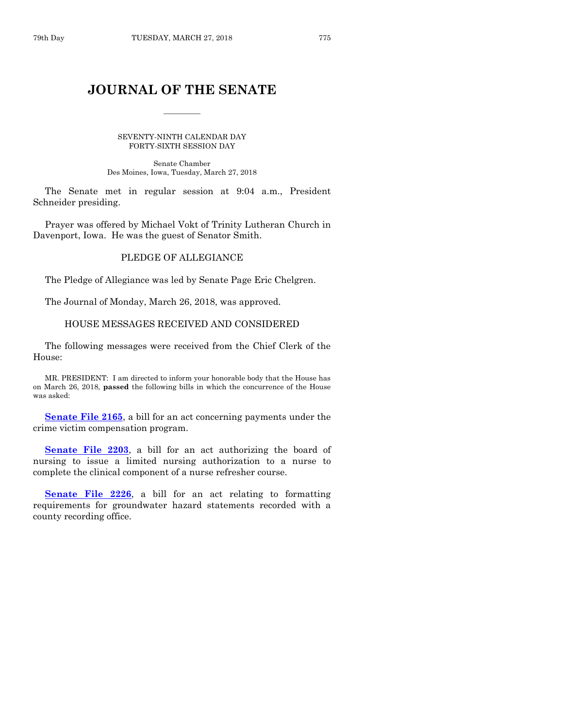# JOURNAL OF THE SENATE

SEVENTY-NINTH CALENDAR DAY
FORTY-SIXTH SESSION DAY

Senate Chamber
Des Moines, Iowa, Tuesday, March 27, 2018

The Senate met in regular session at 9:04 a.m., President Schneider presiding.

Prayer was offered by Michael Vokt of Trinity Lutheran Church in Davenport, Iowa. He was the guest of Senator Smith.

## PLEDGE OF ALLEGIANCE

The Pledge of Allegiance was led by Senate Page Eric Chelgren.

The Journal of Monday, March 26, 2018, was approved.

## HOUSE MESSAGES RECEIVED AND CONSIDERED

The following messages were received from the Chief Clerk of the House:

MR. PRESIDENT: I am directed to inform your honorable body that the House has on March 26, 2018, **passed** the following bills in which the concurrence of the House was asked:

**Senate File 2165**, a bill for an act concerning payments under the crime victim compensation program.

**Senate File 2203**, a bill for an act authorizing the board of nursing to issue a limited nursing authorization to a nurse to complete the clinical component of a nurse refresher course.

**Senate File 2226**, a bill for an act relating to formatting requirements for groundwater hazard statements recorded with a county recording office.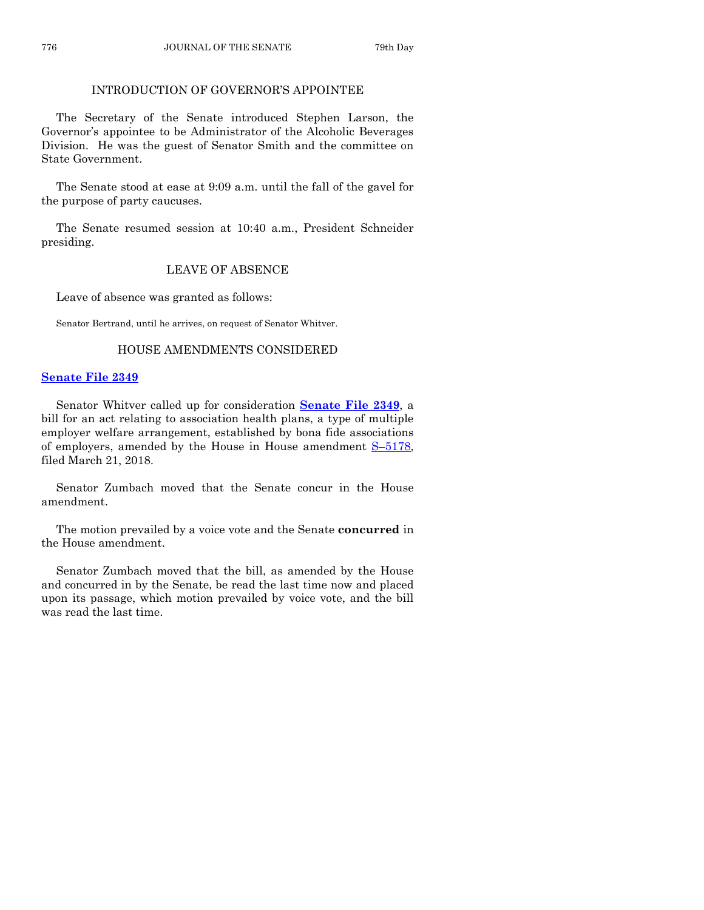## INTRODUCTION OF GOVERNOR'S APPOINTEE

The Secretary of the Senate introduced Stephen Larson, the Governor's appointee to be Administrator of the Alcoholic Beverages Division. He was the guest of Senator Smith and the committee on State Government.

The Senate stood at ease at 9:09 a.m. until the fall of the gavel for the purpose of party caucuses.

The Senate resumed session at 10:40 a.m., President Schneider presiding.

## LEAVE OF ABSENCE

Leave of absence was granted as follows:

Senator Bertrand, until he arrives, on request of Senator Whitver.

## HOUSE AMENDMENTS CONSIDERED

**Senate File 2349**

Senator Whitver called up for consideration **Senate File 2349**, a bill for an act relating to association health plans, a type of multiple employer welfare arrangement, established by bona fide associations of employers, amended by the House in House amendment S–5178, filed March 21, 2018.

Senator Zumbach moved that the Senate concur in the House amendment.

The motion prevailed by a voice vote and the Senate **concurred** in the House amendment.

Senator Zumbach moved that the bill, as amended by the House and concurred in by the Senate, be read the last time now and placed upon its passage, which motion prevailed by voice vote, and the bill was read the last time.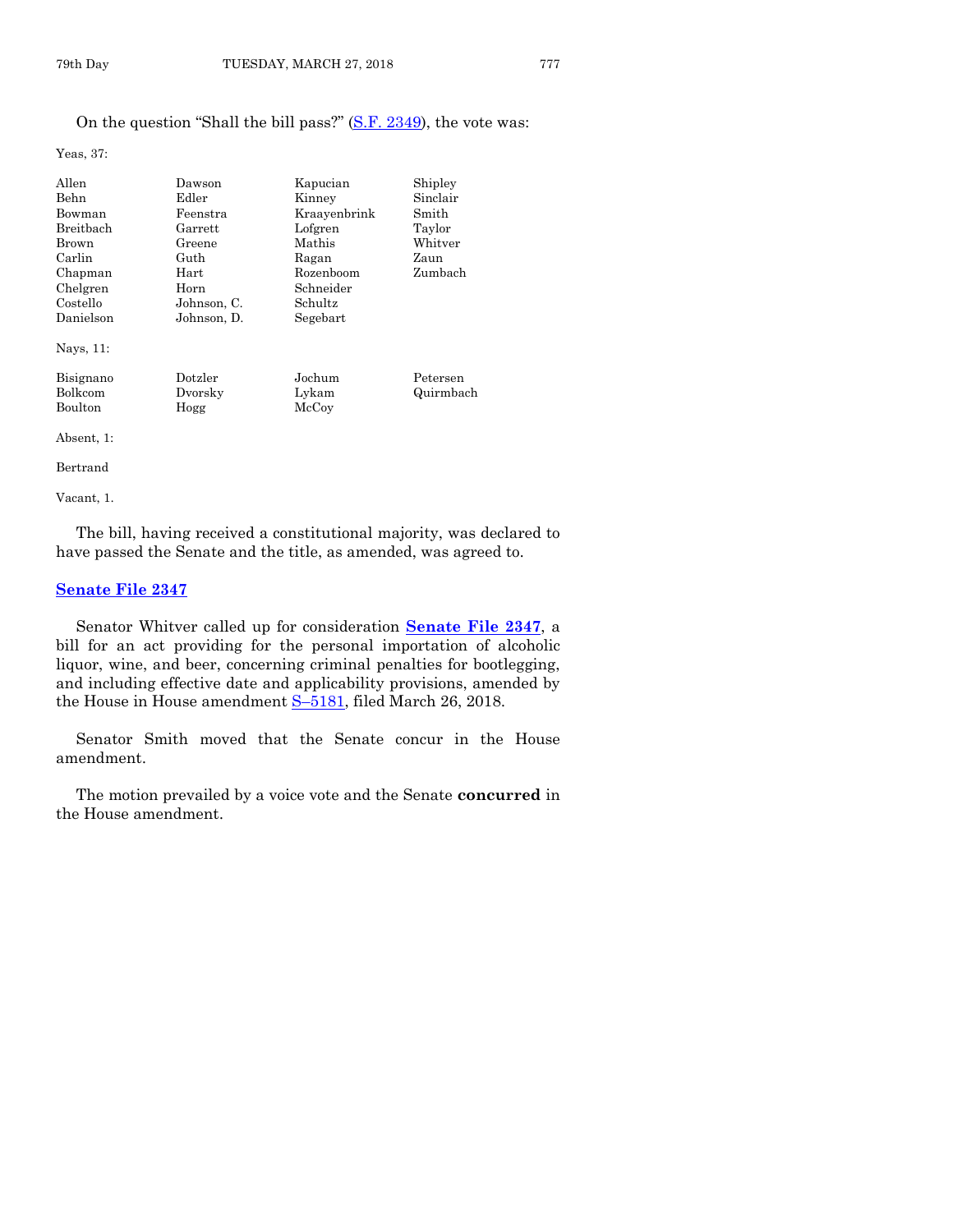On the question "Shall the bill pass?" (S.F. 2349), the vote was:

Yeas, 37:

| | | | |
|---|---|---|---|
| Allen | Dawson | Kapucian | Shipley |
| Behn | Edler | Kinney | Sinclair |
| Bowman | Feenstra | Kraayenbrink | Smith |
| Breitbach | Garrett | Lofgren | Taylor |
| Brown | Greene | Mathis | Whitver |
| Carlin | Guth | Ragan | Zaun |
| Chapman | Hart | Rozenboom | Zumbach |
| Chelgren | Horn | Schneider | |
| Costello | Johnson, C. | Schultz | |
| Danielson | Johnson, D. | Segebart | |

Nays, 11:

| | | | |
|---|---|---|---|
| Bisignano | Dotzler | Jochum | Petersen |
| Bolkcom | Dvorsky | Lykam | Quirmbach |
| Boulton | Hogg | McCoy | |

Absent, 1:

Bertrand

Vacant, 1.

The bill, having received a constitutional majority, was declared to have passed the Senate and the title, as amended, was agreed to.

## Senate File 2347

Senator Whitver called up for consideration **Senate File 2347**, a bill for an act providing for the personal importation of alcoholic liquor, wine, and beer, concerning criminal penalties for bootlegging, and including effective date and applicability provisions, amended by the House in House amendment S–5181, filed March 26, 2018.

Senator Smith moved that the Senate concur in the House amendment.

The motion prevailed by a voice vote and the Senate **concurred** in the House amendment.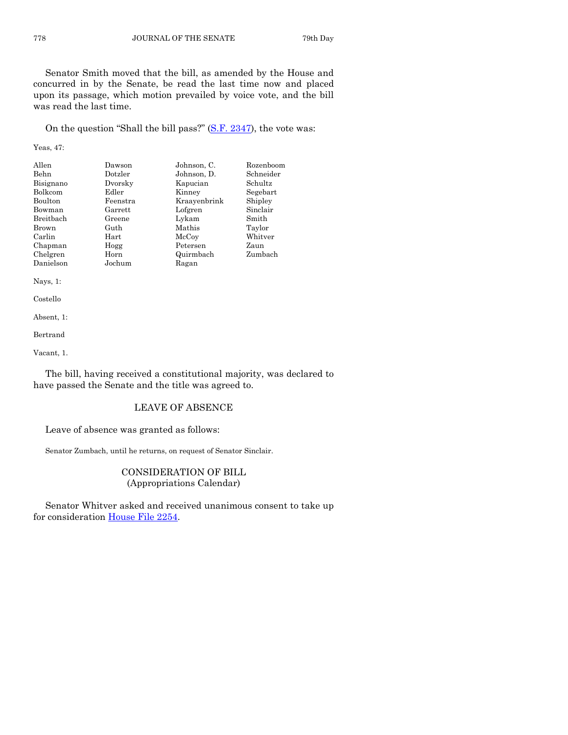Senator Smith moved that the bill, as amended by the House and concurred in by the Senate, be read the last time now and placed upon its passage, which motion prevailed by voice vote, and the bill was read the last time.

On the question "Shall the bill pass?" (S.F. 2347), the vote was:

Yeas, 47:

| | | | |
|---|---|---|---|
| Allen | Dawson | Johnson, C. | Rozenboom |
| Behn | Dotzler | Johnson, D. | Schneider |
| Bisignano | Dvorsky | Kapucian | Schultz |
| Bolkcom | Edler | Kinney | Segebart |
| Boulton | Feenstra | Kraayenbrink | Shipley |
| Bowman | Garrett | Lofgren | Sinclair |
| Breitbach | Greene | Lykam | Smith |
| Brown | Guth | Mathis | Taylor |
| Carlin | Hart | McCoy | Whitver |
| Chapman | Hogg | Petersen | Zaun |
| Chelgren | Horn | Quirmbach | Zumbach |
| Danielson | Jochum | Ragan | |

Nays, 1:

Costello

Absent, 1:

Bertrand

Vacant, 1.

The bill, having received a constitutional majority, was declared to have passed the Senate and the title was agreed to.

## LEAVE OF ABSENCE

Leave of absence was granted as follows:

Senator Zumbach, until he returns, on request of Senator Sinclair.

## CONSIDERATION OF BILL
(Appropriations Calendar)

Senator Whitver asked and received unanimous consent to take up for consideration House File 2254.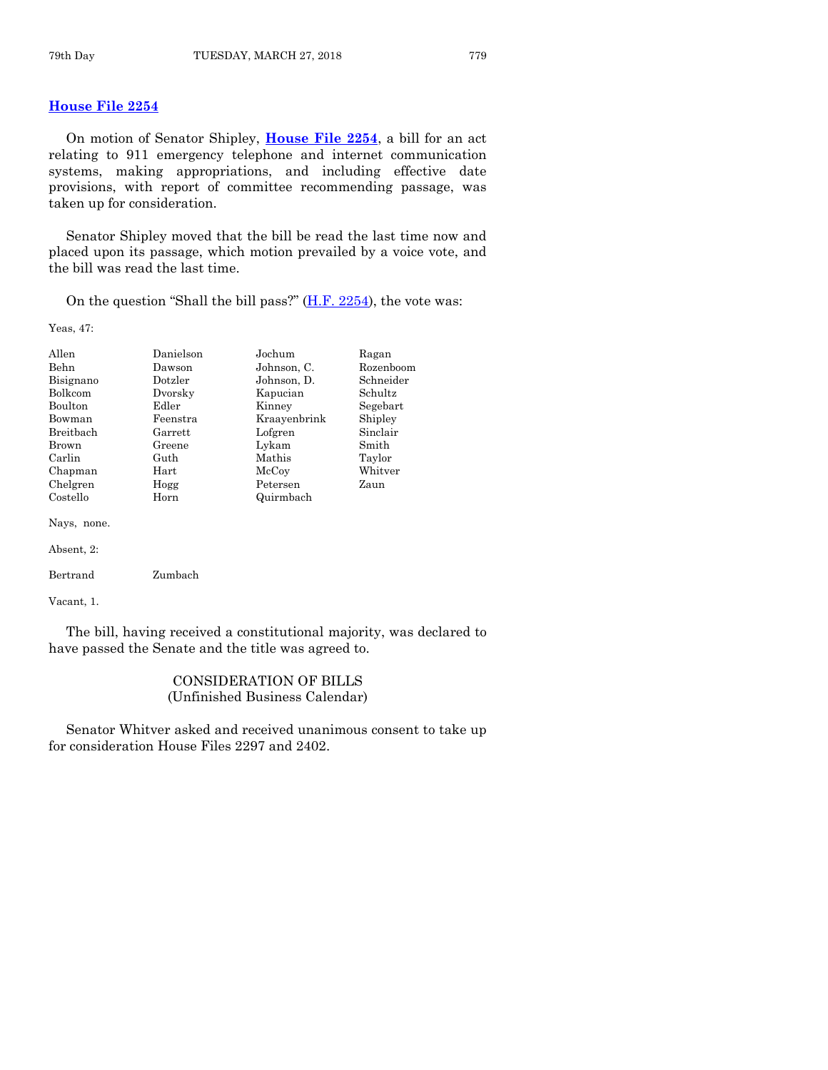## House File 2254

On motion of Senator Shipley, **House File 2254**, a bill for an act relating to 911 emergency telephone and internet communication systems, making appropriations, and including effective date provisions, with report of committee recommending passage, was taken up for consideration.

Senator Shipley moved that the bill be read the last time now and placed upon its passage, which motion prevailed by a voice vote, and the bill was read the last time.

On the question "Shall the bill pass?" (H.F. 2254), the vote was:

Yeas, 47:

| | | | |
|---|---|---|---|
| Allen | Danielson | Jochum | Ragan |
| Behn | Dawson | Johnson, C. | Rozenboom |
| Bisignano | Dotzler | Johnson, D. | Schneider |
| Bolkcom | Dvorsky | Kapucian | Schultz |
| Boulton | Edler | Kinney | Segebart |
| Bowman | Feenstra | Kraayenbrink | Shipley |
| Breitbach | Garrett | Lofgren | Sinclair |
| Brown | Greene | Lykam | Smith |
| Carlin | Guth | Mathis | Taylor |
| Chapman | Hart | McCoy | Whitver |
| Chelgren | Hogg | Petersen | Zaun |
| Costello | Horn | Quirmbach | |

Nays, none.

Absent, 2:

| | |
|---|---|
| Bertrand | Zumbach |

Vacant, 1.

The bill, having received a constitutional majority, was declared to have passed the Senate and the title was agreed to.

### CONSIDERATION OF BILLS
### (Unfinished Business Calendar)

Senator Whitver asked and received unanimous consent to take up for consideration House Files 2297 and 2402.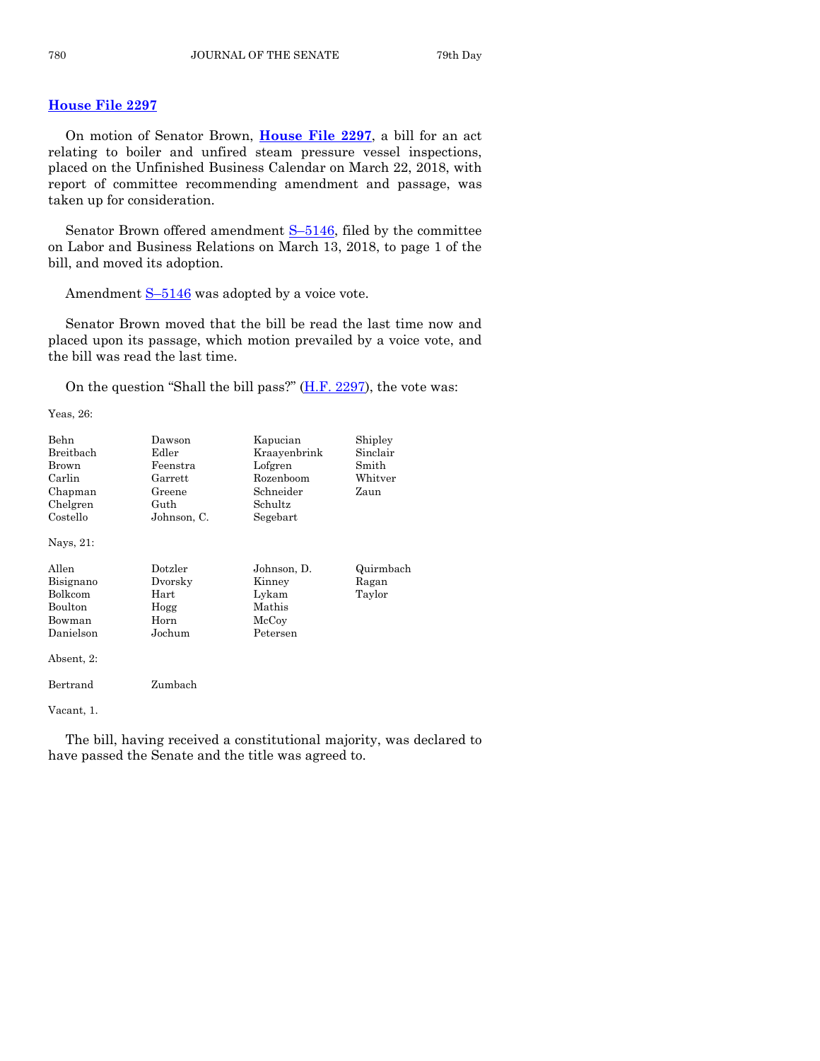## House File 2297

On motion of Senator Brown, **House File 2297**, a bill for an act relating to boiler and unfired steam pressure vessel inspections, placed on the Unfinished Business Calendar on March 22, 2018, with report of committee recommending amendment and passage, was taken up for consideration.

Senator Brown offered amendment S–5146, filed by the committee on Labor and Business Relations on March 13, 2018, to page 1 of the bill, and moved its adoption.

Amendment S–5146 was adopted by a voice vote.

Senator Brown moved that the bill be read the last time now and placed upon its passage, which motion prevailed by a voice vote, and the bill was read the last time.

On the question "Shall the bill pass?" (H.F. 2297), the vote was:

Yeas, 26:

| | | | |
|---|---|---|---|
| Behn | Dawson | Kapucian | Shipley |
| Breitbach | Edler | Kraayenbrink | Sinclair |
| Brown | Feenstra | Lofgren | Smith |
| Carlin | Garrett | Rozenboom | Whitver |
| Chapman | Greene | Schneider | Zaun |
| Chelgren | Guth | Schultz | |
| Costello | Johnson, C. | Segebart | |

Nays, 21:

| | | | |
|---|---|---|---|
| Allen | Dotzler | Johnson, D. | Quirmbach |
| Bisignano | Dvorsky | Kinney | Ragan |
| Bolkcom | Hart | Lykam | Taylor |
| Boulton | Hogg | Mathis | |
| Bowman | Horn | McCoy | |
| Danielson | Jochum | Petersen | |

Absent, 2:

| | |
|---|---|
| Bertrand | Zumbach |

Vacant, 1.

The bill, having received a constitutional majority, was declared to have passed the Senate and the title was agreed to.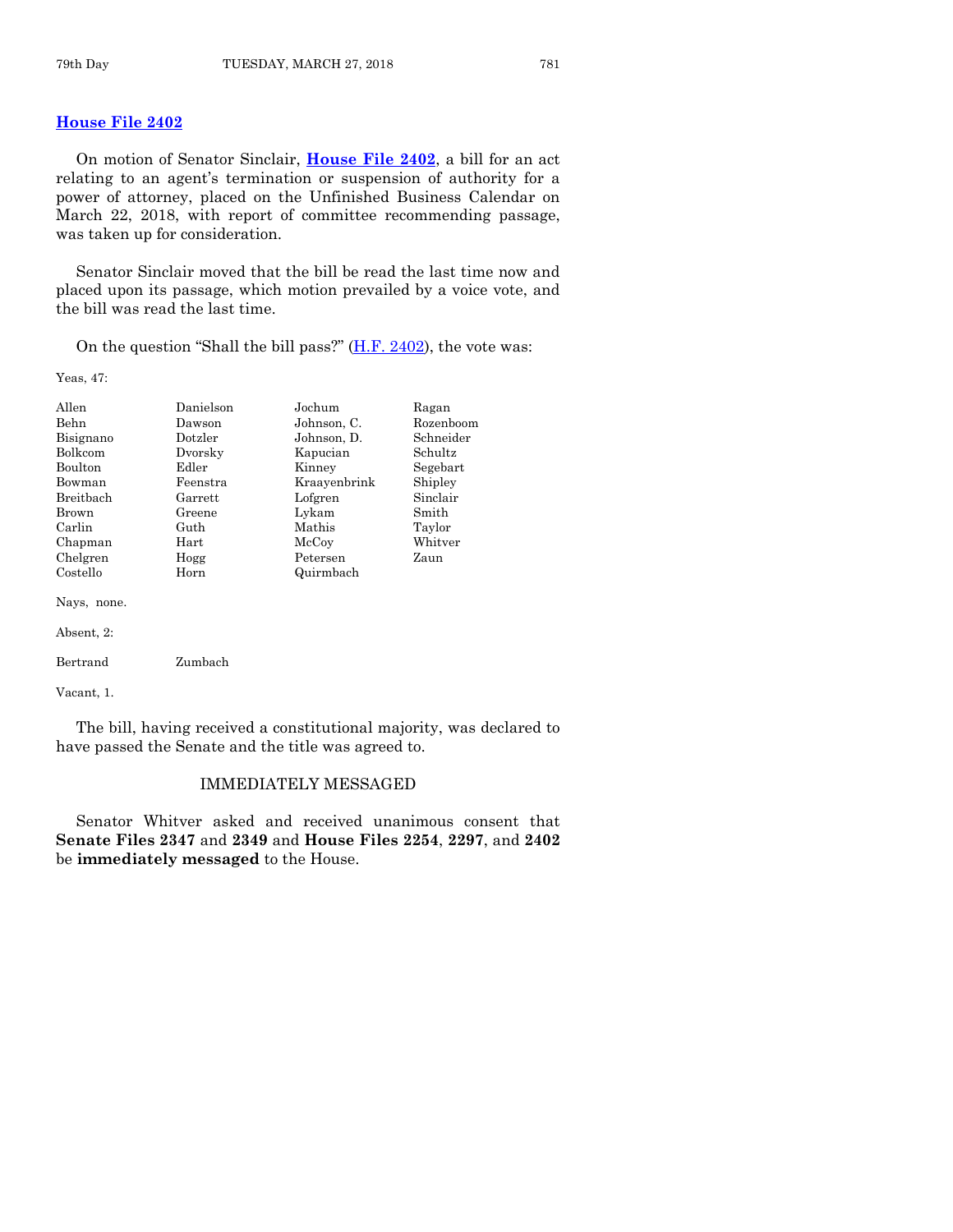## House File 2402

On motion of Senator Sinclair, **House File 2402**, a bill for an act relating to an agent's termination or suspension of authority for a power of attorney, placed on the Unfinished Business Calendar on March 22, 2018, with report of committee recommending passage, was taken up for consideration.

Senator Sinclair moved that the bill be read the last time now and placed upon its passage, which motion prevailed by a voice vote, and the bill was read the last time.

On the question "Shall the bill pass?" (H.F. 2402), the vote was:

Yeas, 47:

| | | | |
|---|---|---|---|
| Allen | Danielson | Jochum | Ragan |
| Behn | Dawson | Johnson, C. | Rozenboom |
| Bisignano | Dotzler | Johnson, D. | Schneider |
| Bolkcom | Dvorsky | Kapucian | Schultz |
| Boulton | Edler | Kinney | Segebart |
| Bowman | Feenstra | Kraayenbrink | Shipley |
| Breitbach | Garrett | Lofgren | Sinclair |
| Brown | Greene | Lykam | Smith |
| Carlin | Guth | Mathis | Taylor |
| Chapman | Hart | McCoy | Whitver |
| Chelgren | Hogg | Petersen | Zaun |
| Costello | Horn | Quirmbach | |

Nays, none.

Absent, 2:

| | |
|---|---|
| Bertrand | Zumbach |

Vacant, 1.

The bill, having received a constitutional majority, was declared to have passed the Senate and the title was agreed to.

### IMMEDIATELY MESSAGED

Senator Whitver asked and received unanimous consent that **Senate Files 2347** and **2349** and **House Files 2254**, **2297**, and **2402** be **immediately messaged** to the House.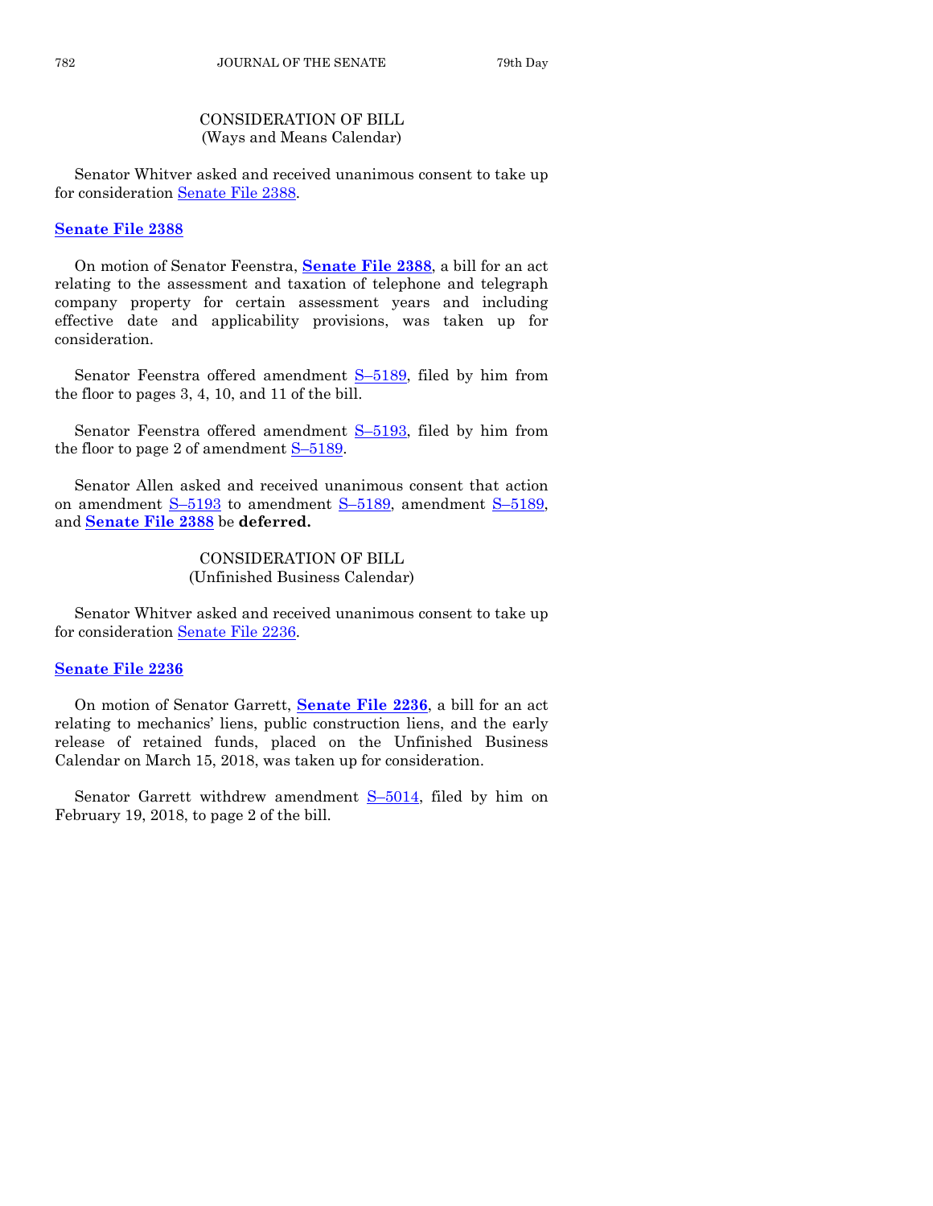## CONSIDERATION OF BILL
(Ways and Means Calendar)

Senator Whitver asked and received unanimous consent to take up for consideration Senate File 2388.

### Senate File 2388

On motion of Senator Feenstra, **Senate File 2388**, a bill for an act relating to the assessment and taxation of telephone and telegraph company property for certain assessment years and including effective date and applicability provisions, was taken up for consideration.

Senator Feenstra offered amendment S–5189, filed by him from the floor to pages 3, 4, 10, and 11 of the bill.

Senator Feenstra offered amendment S–5193, filed by him from the floor to page 2 of amendment S–5189.

Senator Allen asked and received unanimous consent that action on amendment S–5193 to amendment S–5189, amendment S–5189, and **Senate File 2388** be **deferred.**

## CONSIDERATION OF BILL
(Unfinished Business Calendar)

Senator Whitver asked and received unanimous consent to take up for consideration Senate File 2236.

### Senate File 2236

On motion of Senator Garrett, **Senate File 2236**, a bill for an act relating to mechanics' liens, public construction liens, and the early release of retained funds, placed on the Unfinished Business Calendar on March 15, 2018, was taken up for consideration.

Senator Garrett withdrew amendment S–5014, filed by him on February 19, 2018, to page 2 of the bill.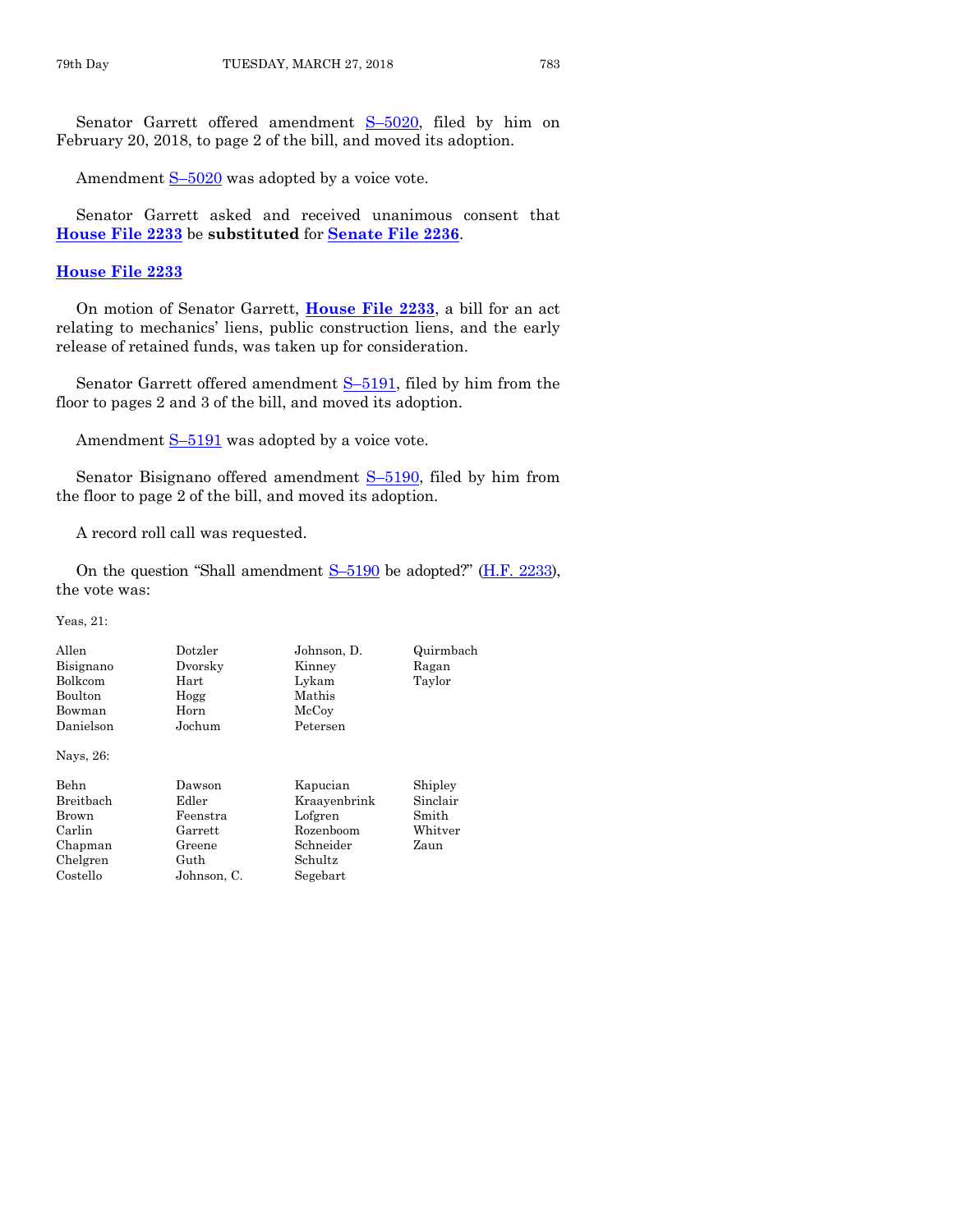Senator Garrett offered amendment S–5020, filed by him on February 20, 2018, to page 2 of the bill, and moved its adoption.

Amendment S–5020 was adopted by a voice vote.

Senator Garrett asked and received unanimous consent that **House File 2233** be **substituted** for **Senate File 2236**.

## House File 2233

On motion of Senator Garrett, **House File 2233**, a bill for an act relating to mechanics' liens, public construction liens, and the early release of retained funds, was taken up for consideration.

Senator Garrett offered amendment S–5191, filed by him from the floor to pages 2 and 3 of the bill, and moved its adoption.

Amendment S–5191 was adopted by a voice vote.

Senator Bisignano offered amendment S–5190, filed by him from the floor to page 2 of the bill, and moved its adoption.

A record roll call was requested.

On the question "Shall amendment S–5190 be adopted?" (H.F. 2233), the vote was:

Yeas, 21:

| | | | |
|---|---|---|---|
| Allen | Dotzler | Johnson, D. | Quirmbach |
| Bisignano | Dvorsky | Kinney | Ragan |
| Bolkcom | Hart | Lykam | Taylor |
| Boulton | Hogg | Mathis | |
| Bowman | Horn | McCoy | |
| Danielson | Jochum | Petersen | |

Nays, 26:

| | | | |
|---|---|---|---|
| Behn | Dawson | Kapucian | Shipley |
| Breitbach | Edler | Kraayenbrink | Sinclair |
| Brown | Feenstra | Lofgren | Smith |
| Carlin | Garrett | Rozenboom | Whitver |
| Chapman | Greene | Schneider | Zaun |
| Chelgren | Guth | Schultz | |
| Costello | Johnson, C. | Segebart | |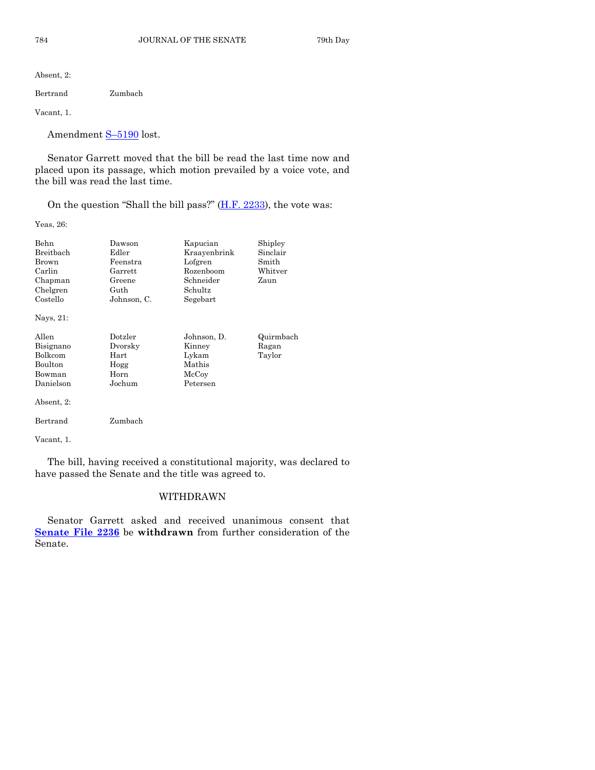Absent, 2:

| | |
|---|---|
| Bertrand | Zumbach |

Vacant, 1.

Amendment S–5190 lost.

Senator Garrett moved that the bill be read the last time now and placed upon its passage, which motion prevailed by a voice vote, and the bill was read the last time.

On the question "Shall the bill pass?" (H.F. 2233), the vote was:

Yeas, 26:

| | | | |
|---|---|---|---|
| Behn | Dawson | Kapucian | Shipley |
| Breitbach | Edler | Kraayenbrink | Sinclair |
| Brown | Feenstra | Lofgren | Smith |
| Carlin | Garrett | Rozenboom | Whitver |
| Chapman | Greene | Schneider | Zaun |
| Chelgren | Guth | Schultz | |
| Costello | Johnson, C. | Segebart | |

Nays, 21:

| | | | |
|---|---|---|---|
| Allen | Dotzler | Johnson, D. | Quirmbach |
| Bisignano | Dvorsky | Kinney | Ragan |
| Bolkcom | Hart | Lykam | Taylor |
| Boulton | Hogg | Mathis | |
| Bowman | Horn | McCoy | |
| Danielson | Jochum | Petersen | |

Absent, 2:

| | |
|---|---|
| Bertrand | Zumbach |

Vacant, 1.

The bill, having received a constitutional majority, was declared to have passed the Senate and the title was agreed to.

## WITHDRAWN

Senator Garrett asked and received unanimous consent that **Senate File 2236** be **withdrawn** from further consideration of the Senate.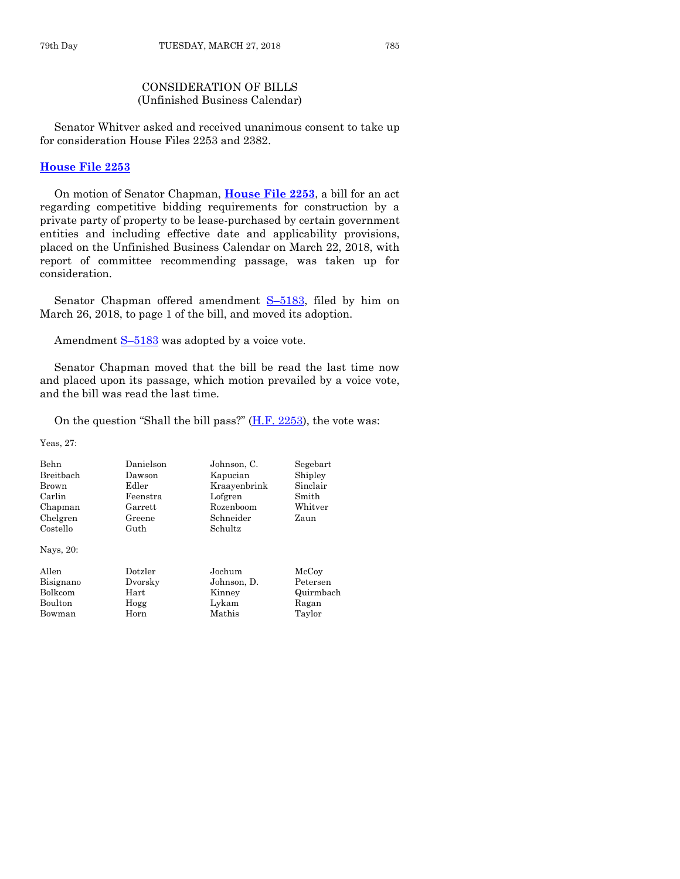## CONSIDERATION OF BILLS
(Unfinished Business Calendar)

Senator Whitver asked and received unanimous consent to take up for consideration House Files 2253 and 2382.

### House File 2253

On motion of Senator Chapman, **House File 2253**, a bill for an act regarding competitive bidding requirements for construction by a private party of property to be lease-purchased by certain government entities and including effective date and applicability provisions, placed on the Unfinished Business Calendar on March 22, 2018, with report of committee recommending passage, was taken up for consideration.

Senator Chapman offered amendment S–5183, filed by him on March 26, 2018, to page 1 of the bill, and moved its adoption.

Amendment S–5183 was adopted by a voice vote.

Senator Chapman moved that the bill be read the last time now and placed upon its passage, which motion prevailed by a voice vote, and the bill was read the last time.

On the question "Shall the bill pass?" (H.F. 2253), the vote was:

Yeas, 27:

| | | | |
|---|---|---|---|
| Behn | Danielson | Johnson, C. | Segebart |
| Breitbach | Dawson | Kapucian | Shipley |
| Brown | Edler | Kraayenbrink | Sinclair |
| Carlin | Feenstra | Lofgren | Smith |
| Chapman | Garrett | Rozenboom | Whitver |
| Chelgren | Greene | Schneider | Zaun |
| Costello | Guth | Schultz | |

Nays, 20:

| | | | |
|---|---|---|---|
| Allen | Dotzler | Jochum | McCoy |
| Bisignano | Dvorsky | Johnson, D. | Petersen |
| Bolkcom | Hart | Kinney | Quirmbach |
| Boulton | Hogg | Lykam | Ragan |
| Bowman | Horn | Mathis | Taylor |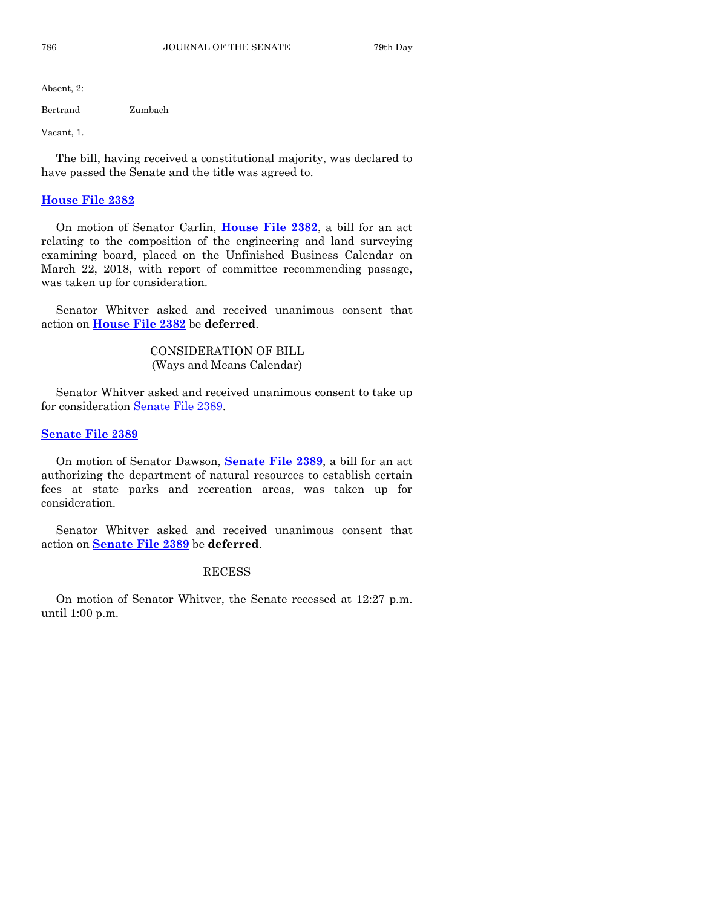Absent, 2:

Bertrand Zumbach

Vacant, 1.

The bill, having received a constitutional majority, was declared to have passed the Senate and the title was agreed to.

**House File 2382**

On motion of Senator Carlin, **House File 2382**, a bill for an act relating to the composition of the engineering and land surveying examining board, placed on the Unfinished Business Calendar on March 22, 2018, with report of committee recommending passage, was taken up for consideration.

Senator Whitver asked and received unanimous consent that action on **House File 2382** be **deferred**.

CONSIDERATION OF BILL
(Ways and Means Calendar)

Senator Whitver asked and received unanimous consent to take up for consideration Senate File 2389.

**Senate File 2389**

On motion of Senator Dawson, **Senate File 2389**, a bill for an act authorizing the department of natural resources to establish certain fees at state parks and recreation areas, was taken up for consideration.

Senator Whitver asked and received unanimous consent that action on **Senate File 2389** be **deferred**.

RECESS

On motion of Senator Whitver, the Senate recessed at 12:27 p.m. until 1:00 p.m.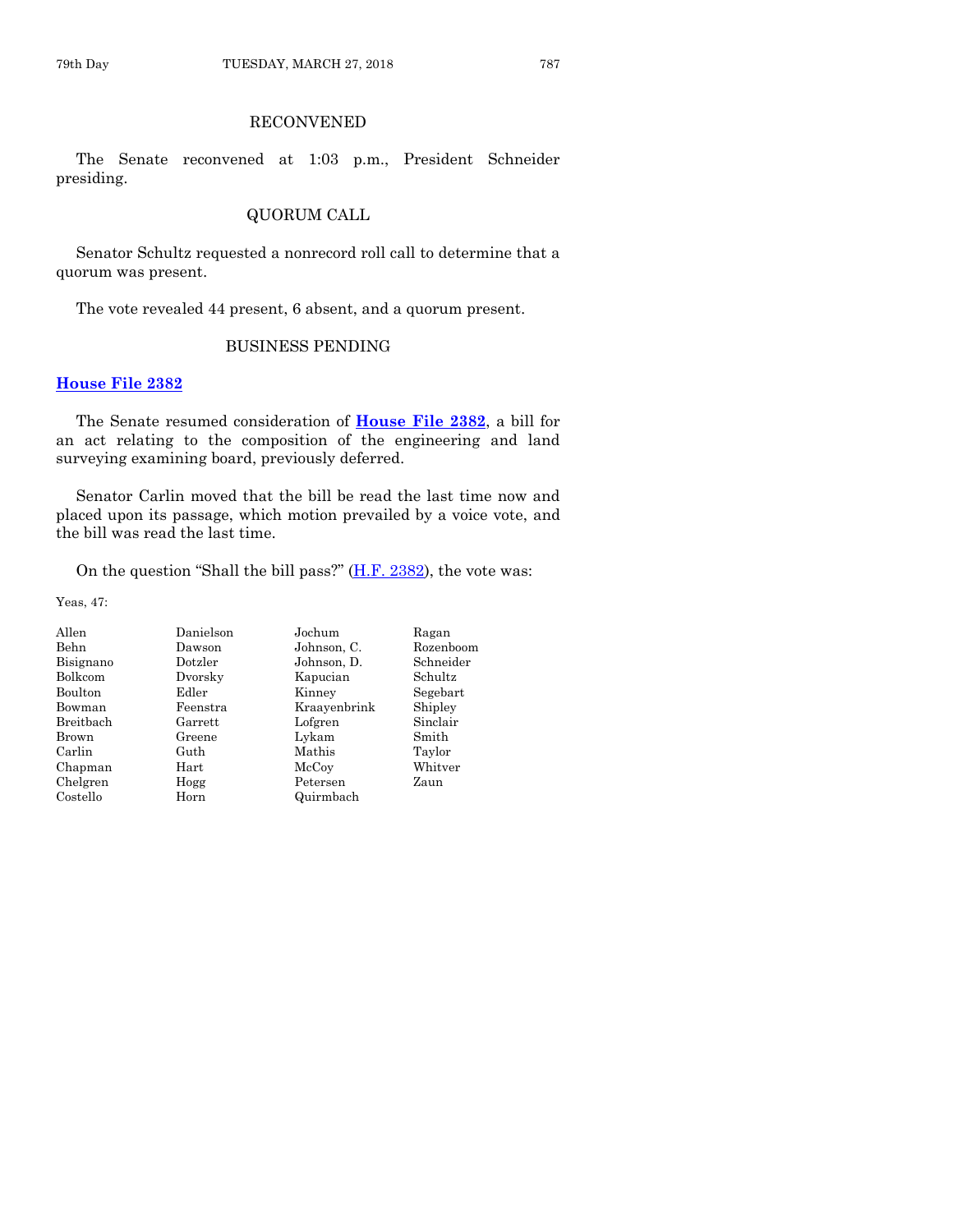## RECONVENED

The Senate reconvened at 1:03 p.m., President Schneider presiding.

## QUORUM CALL

Senator Schultz requested a nonrecord roll call to determine that a quorum was present.

The vote revealed 44 present, 6 absent, and a quorum present.

## BUSINESS PENDING

### House File 2382

The Senate resumed consideration of **House File 2382**, a bill for an act relating to the composition of the engineering and land surveying examining board, previously deferred.

Senator Carlin moved that the bill be read the last time now and placed upon its passage, which motion prevailed by a voice vote, and the bill was read the last time.

On the question "Shall the bill pass?" (H.F. 2382), the vote was:

Yeas, 47:

| | | | |
|---|---|---|---|
| Allen | Danielson | Jochum | Ragan |
| Behn | Dawson | Johnson, C. | Rozenboom |
| Bisignano | Dotzler | Johnson, D. | Schneider |
| Bolkcom | Dvorsky | Kapucian | Schultz |
| Boulton | Edler | Kinney | Segebart |
| Bowman | Feenstra | Kraayenbrink | Shipley |
| Breitbach | Garrett | Lofgren | Sinclair |
| Brown | Greene | Lykam | Smith |
| Carlin | Guth | Mathis | Taylor |
| Chapman | Hart | McCoy | Whitver |
| Chelgren | Hogg | Petersen | Zaun |
| Costello | Horn | Quirmbach | |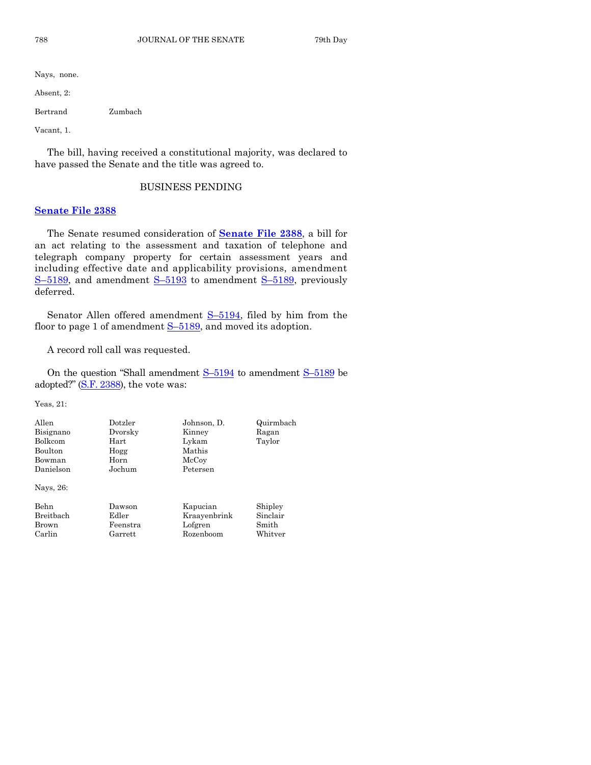Nays, none.

Absent, 2:

| | |
|---|---|
| Bertrand | Zumbach |

Vacant, 1.

The bill, having received a constitutional majority, was declared to have passed the Senate and the title was agreed to.

## BUSINESS PENDING

### Senate File 2388

The Senate resumed consideration of **Senate File 2388**, a bill for an act relating to the assessment and taxation of telephone and telegraph company property for certain assessment years and including effective date and applicability provisions, amendment S–5189, and amendment S–5193 to amendment S–5189, previously deferred.

Senator Allen offered amendment S–5194, filed by him from the floor to page 1 of amendment S–5189, and moved its adoption.

A record roll call was requested.

On the question "Shall amendment S–5194 to amendment S–5189 be adopted?" (S.F. 2388), the vote was:

Yeas, 21:

| | | | |
|---|---|---|---|
| Allen | Dotzler | Johnson, D. | Quirmbach |
| Bisignano | Dvorsky | Kinney | Ragan |
| Bolkcom | Hart | Lykam | Taylor |
| Boulton | Hogg | Mathis | |
| Bowman | Horn | McCoy | |
| Danielson | Jochum | Petersen | |

Nays, 26:

| | | | |
|---|---|---|---|
| Behn | Dawson | Kapucian | Shipley |
| Breitbach | Edler | Kraayenbrink | Sinclair |
| Brown | Feenstra | Lofgren | Smith |
| Carlin | Garrett | Rozenboom | Whitver |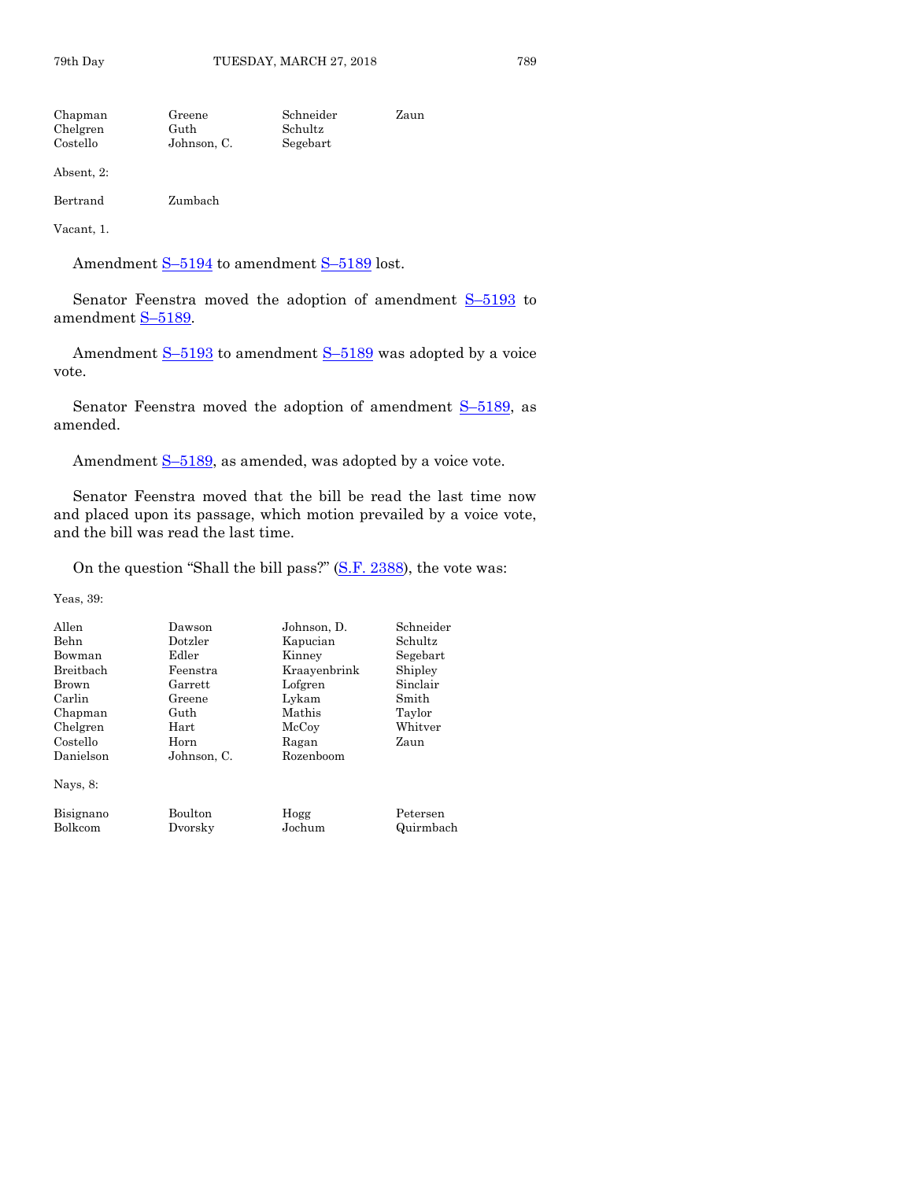| | | | |
|---|---|---|---|
| Chapman | Greene | Schneider | Zaun |
| Chelgren | Guth | Schultz | |
| Costello | Johnson, C. | Segebart | |

Absent, 2:

| | |
|---|---|
| Bertrand | Zumbach |

Vacant, 1.

Amendment S–5194 to amendment S–5189 lost.

Senator Feenstra moved the adoption of amendment S–5193 to amendment S–5189.

Amendment S–5193 to amendment S–5189 was adopted by a voice vote.

Senator Feenstra moved the adoption of amendment S–5189, as amended.

Amendment S–5189, as amended, was adopted by a voice vote.

Senator Feenstra moved that the bill be read the last time now and placed upon its passage, which motion prevailed by a voice vote, and the bill was read the last time.

On the question "Shall the bill pass?" (S.F. 2388), the vote was:

Yeas, 39:

| | | | |
|---|---|---|---|
| Allen | Dawson | Johnson, D. | Schneider |
| Behn | Dotzler | Kapucian | Schultz |
| Bowman | Edler | Kinney | Segebart |
| Breitbach | Feenstra | Kraayenbrink | Shipley |
| Brown | Garrett | Lofgren | Sinclair |
| Carlin | Greene | Lykam | Smith |
| Chapman | Guth | Mathis | Taylor |
| Chelgren | Hart | McCoy | Whitver |
| Costello | Horn | Ragan | Zaun |
| Danielson | Johnson, C. | Rozenboom | |

Nays, 8:

| | | | |
|---|---|---|---|
| Bisignano | Boulton | Hogg | Petersen |
| Bolkcom | Dvorsky | Jochum | Quirmbach |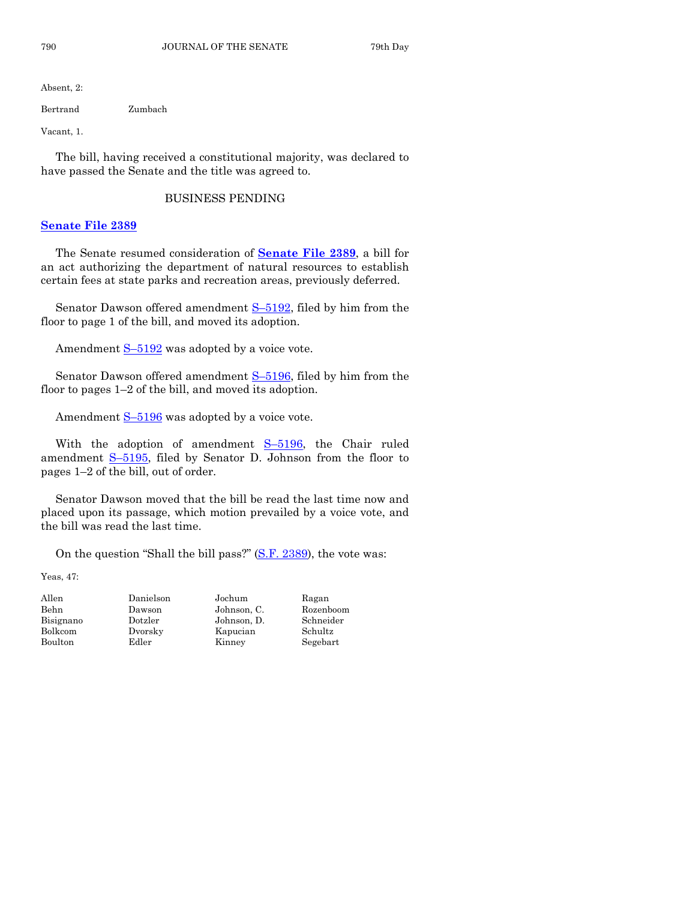Absent, 2:

Bertrand Zumbach

Vacant, 1.

The bill, having received a constitutional majority, was declared to have passed the Senate and the title was agreed to.

## BUSINESS PENDING

### **Senate File 2389**

The Senate resumed consideration of **Senate File 2389**, a bill for an act authorizing the department of natural resources to establish certain fees at state parks and recreation areas, previously deferred.

Senator Dawson offered amendment S–5192, filed by him from the floor to page 1 of the bill, and moved its adoption.

Amendment S–5192 was adopted by a voice vote.

Senator Dawson offered amendment S–5196, filed by him from the floor to pages 1–2 of the bill, and moved its adoption.

Amendment S–5196 was adopted by a voice vote.

With the adoption of amendment S–5196, the Chair ruled amendment S–5195, filed by Senator D. Johnson from the floor to pages 1–2 of the bill, out of order.

Senator Dawson moved that the bill be read the last time now and placed upon its passage, which motion prevailed by a voice vote, and the bill was read the last time.

On the question "Shall the bill pass?" (S.F. 2389), the vote was:

Yeas, 47:

| | | | |
|---|---|---|---|
| Allen | Danielson | Jochum | Ragan |
| Behn | Dawson | Johnson, C. | Rozenboom |
| Bisignano | Dotzler | Johnson, D. | Schneider |
| Bolkcom | Dvorsky | Kapucian | Schultz |
| Boulton | Edler | Kinney | Segebart |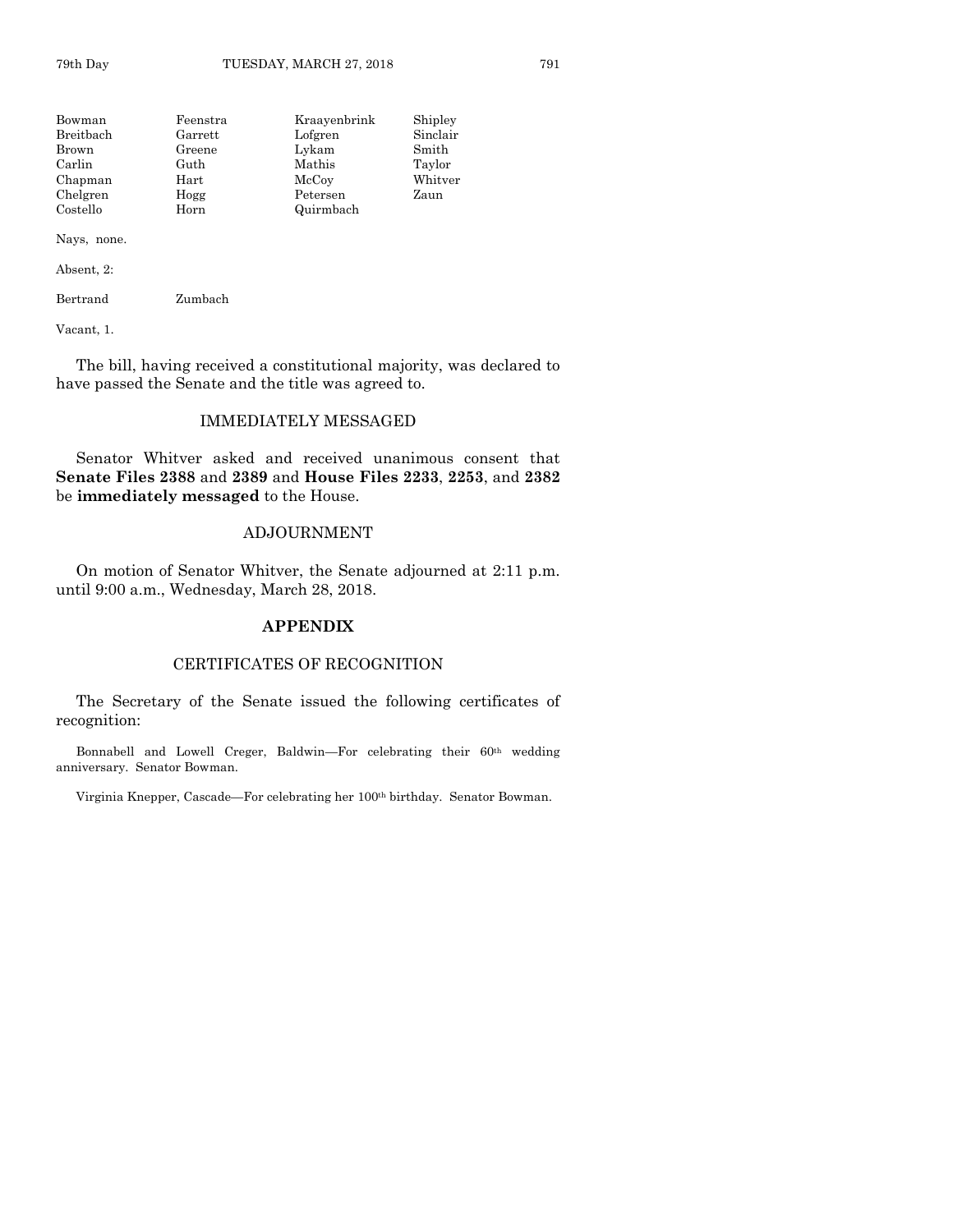| | | | |
|---|---|---|---|
| Bowman | Feenstra | Kraayenbrink | Shipley |
| Breitbach | Garrett | Lofgren | Sinclair |
| Brown | Greene | Lykam | Smith |
| Carlin | Guth | Mathis | Taylor |
| Chapman | Hart | McCoy | Whitver |
| Chelgren | Hogg | Petersen | Zaun |
| Costello | Horn | Quirmbach | |

Nays, none.

Absent, 2:

| | |
|---|---|
| Bertrand | Zumbach |

Vacant, 1.

The bill, having received a constitutional majority, was declared to have passed the Senate and the title was agreed to.

## IMMEDIATELY MESSAGED

Senator Whitver asked and received unanimous consent that **Senate Files 2388** and **2389** and **House Files 2233**, **2253**, and **2382** be **immediately messaged** to the House.

## ADJOURNMENT

On motion of Senator Whitver, the Senate adjourned at 2:11 p.m. until 9:00 a.m., Wednesday, March 28, 2018.

## APPENDIX

## CERTIFICATES OF RECOGNITION

The Secretary of the Senate issued the following certificates of recognition:

Bonnabell and Lowell Creger, Baldwin—For celebrating their 60th wedding anniversary. Senator Bowman.

Virginia Knepper, Cascade—For celebrating her 100th birthday. Senator Bowman.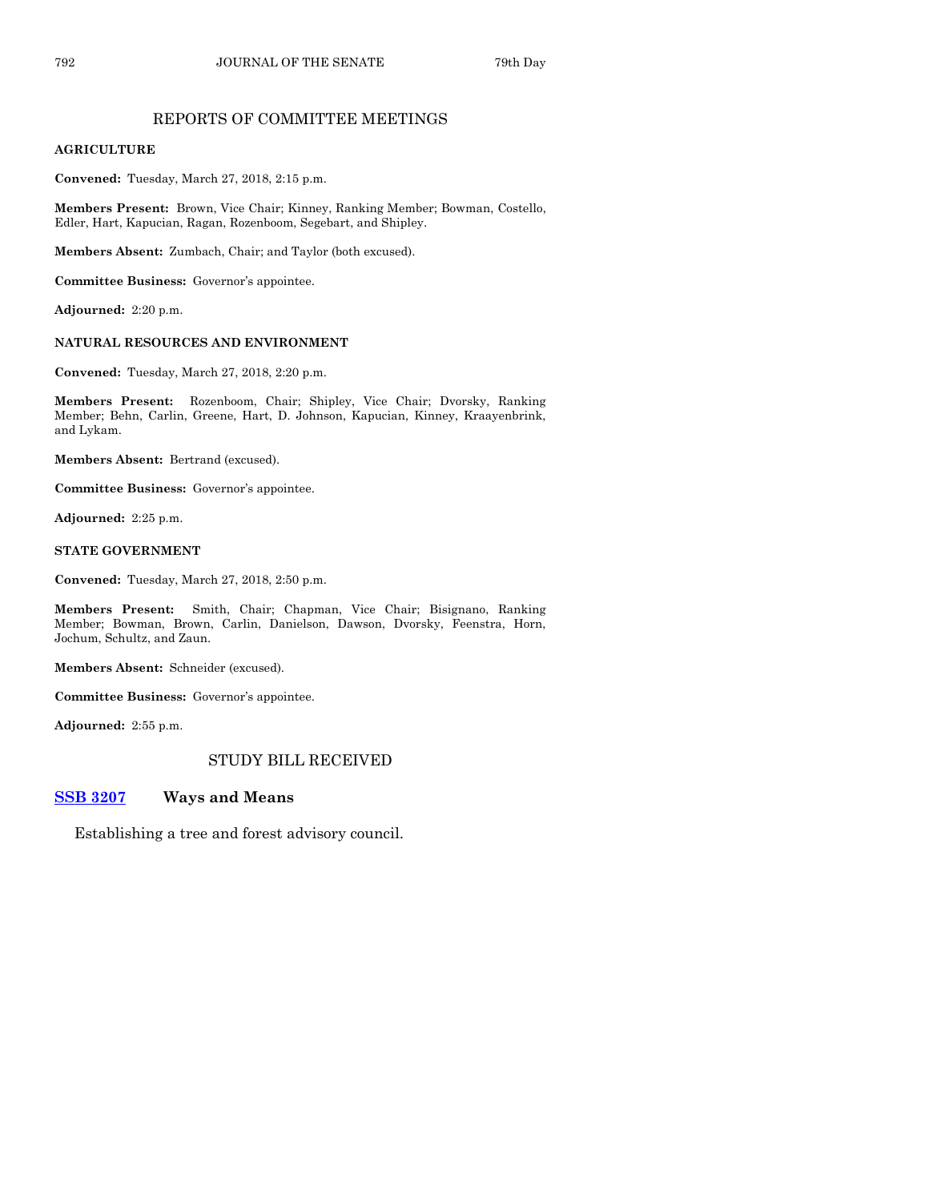## REPORTS OF COMMITTEE MEETINGS

### AGRICULTURE

**Convened:** Tuesday, March 27, 2018, 2:15 p.m.

**Members Present:** Brown, Vice Chair; Kinney, Ranking Member; Bowman, Costello, Edler, Hart, Kapucian, Ragan, Rozenboom, Segebart, and Shipley.

**Members Absent:** Zumbach, Chair; and Taylor (both excused).

**Committee Business:** Governor's appointee.

**Adjourned:** 2:20 p.m.

### NATURAL RESOURCES AND ENVIRONMENT

**Convened:** Tuesday, March 27, 2018, 2:20 p.m.

**Members Present:** Rozenboom, Chair; Shipley, Vice Chair; Dvorsky, Ranking Member; Behn, Carlin, Greene, Hart, D. Johnson, Kapucian, Kinney, Kraayenbrink, and Lykam.

**Members Absent:** Bertrand (excused).

**Committee Business:** Governor's appointee.

**Adjourned:** 2:25 p.m.

### STATE GOVERNMENT

**Convened:** Tuesday, March 27, 2018, 2:50 p.m.

**Members Present:** Smith, Chair; Chapman, Vice Chair; Bisignano, Ranking Member; Bowman, Brown, Carlin, Danielson, Dawson, Dvorsky, Feenstra, Horn, Jochum, Schultz, and Zaun.

**Members Absent:** Schneider (excused).

**Committee Business:** Governor's appointee.

**Adjourned:** 2:55 p.m.

## STUDY BILL RECEIVED

**SSB 3207** **Ways and Means**

Establishing a tree and forest advisory council.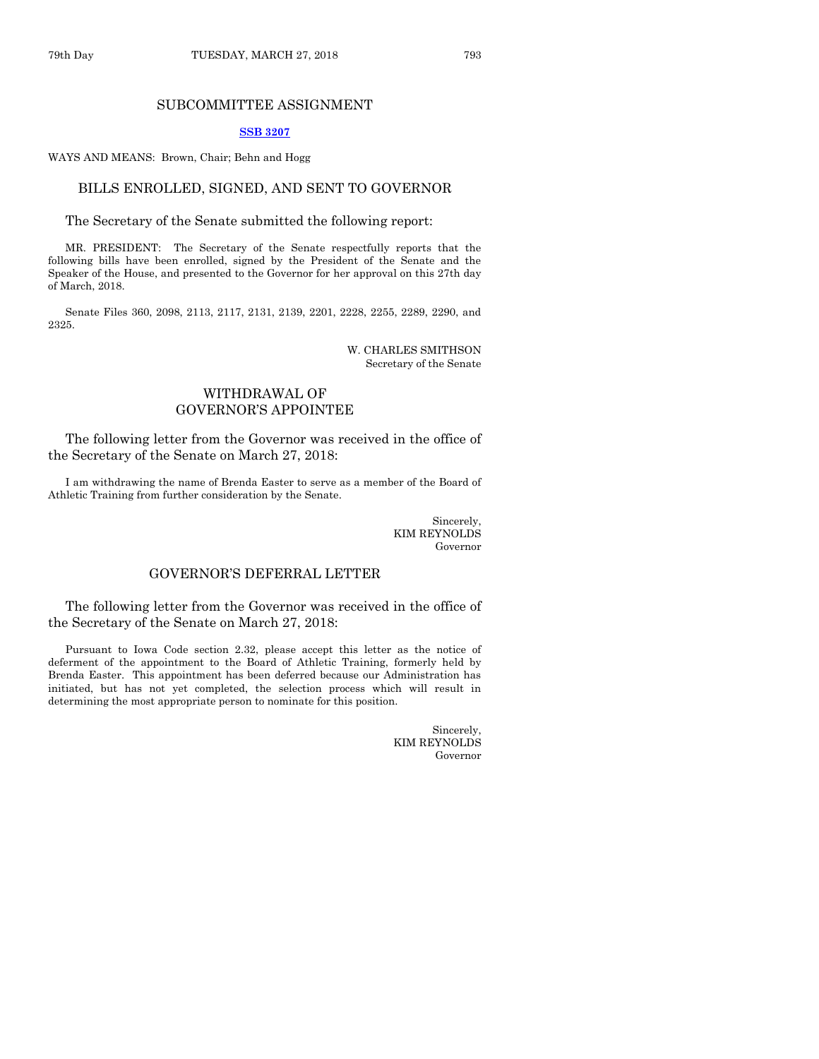## SUBCOMMITTEE ASSIGNMENT

**SSB 3207**

WAYS AND MEANS: Brown, Chair; Behn and Hogg

## BILLS ENROLLED, SIGNED, AND SENT TO GOVERNOR

The Secretary of the Senate submitted the following report:

MR. PRESIDENT: The Secretary of the Senate respectfully reports that the following bills have been enrolled, signed by the President of the Senate and the Speaker of the House, and presented to the Governor for her approval on this 27th day of March, 2018.

Senate Files 360, 2098, 2113, 2117, 2131, 2139, 2201, 2228, 2255, 2289, 2290, and 2325.

W. CHARLES SMITHSON
Secretary of the Senate

## WITHDRAWAL OF GOVERNOR'S APPOINTEE

The following letter from the Governor was received in the office of the Secretary of the Senate on March 27, 2018:

I am withdrawing the name of Brenda Easter to serve as a member of the Board of Athletic Training from further consideration by the Senate.

Sincerely,
KIM REYNOLDS
Governor

## GOVERNOR'S DEFERRAL LETTER

The following letter from the Governor was received in the office of the Secretary of the Senate on March 27, 2018:

Pursuant to Iowa Code section 2.32, please accept this letter as the notice of deferment of the appointment to the Board of Athletic Training, formerly held by Brenda Easter. This appointment has been deferred because our Administration has initiated, but has not yet completed, the selection process which will result in determining the most appropriate person to nominate for this position.

Sincerely,
KIM REYNOLDS
Governor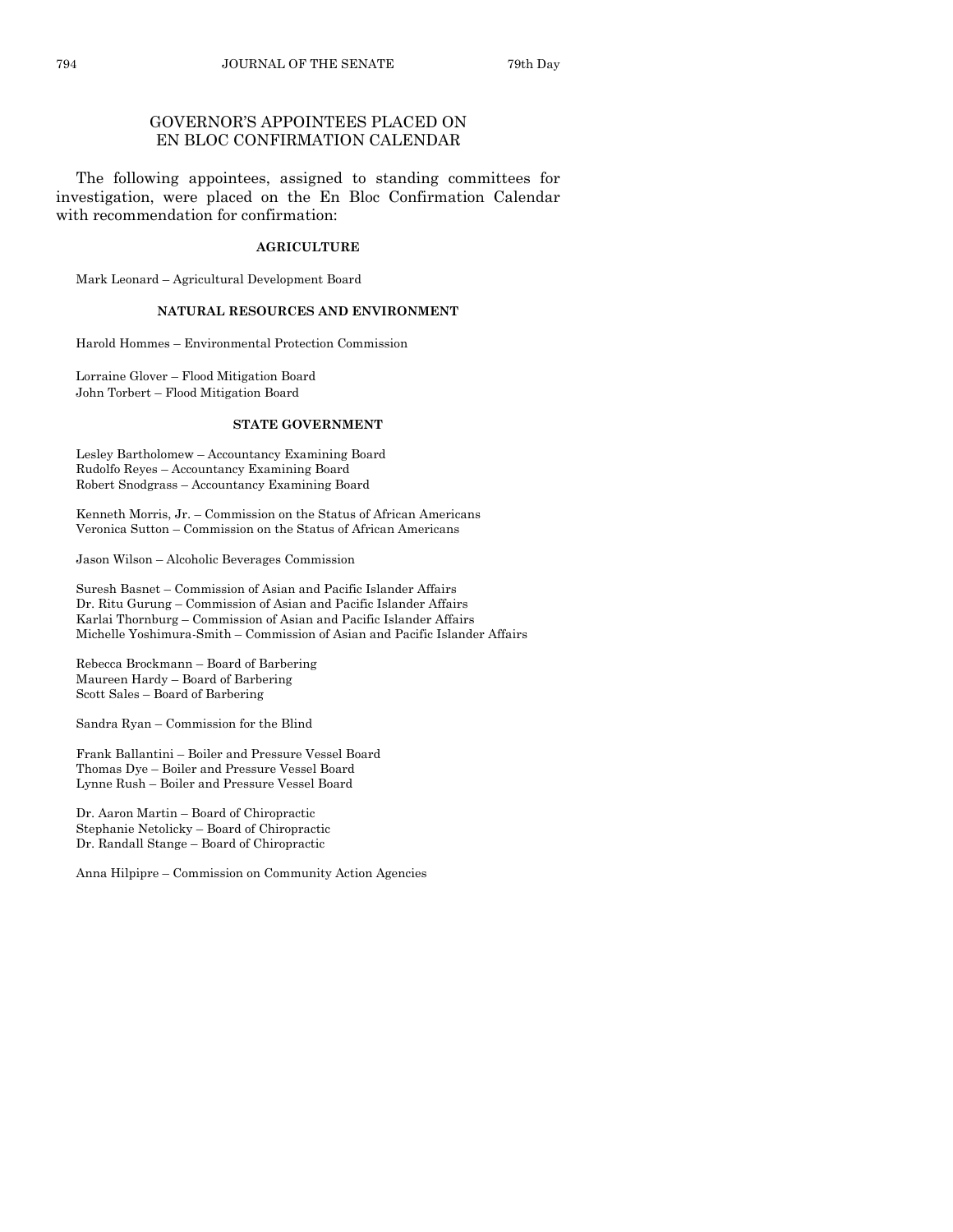## GOVERNOR'S APPOINTEES PLACED ON EN BLOC CONFIRMATION CALENDAR

The following appointees, assigned to standing committees for investigation, were placed on the En Bloc Confirmation Calendar with recommendation for confirmation:

**AGRICULTURE**

Mark Leonard – Agricultural Development Board

**NATURAL RESOURCES AND ENVIRONMENT**

Harold Hommes – Environmental Protection Commission

Lorraine Glover – Flood Mitigation Board
John Torbert – Flood Mitigation Board

**STATE GOVERNMENT**

Lesley Bartholomew – Accountancy Examining Board
Rudolfo Reyes – Accountancy Examining Board
Robert Snodgrass – Accountancy Examining Board

Kenneth Morris, Jr. – Commission on the Status of African Americans
Veronica Sutton – Commission on the Status of African Americans

Jason Wilson – Alcoholic Beverages Commission

Suresh Basnet – Commission of Asian and Pacific Islander Affairs
Dr. Ritu Gurung – Commission of Asian and Pacific Islander Affairs
Karlai Thornburg – Commission of Asian and Pacific Islander Affairs
Michelle Yoshimura-Smith – Commission of Asian and Pacific Islander Affairs

Rebecca Brockmann – Board of Barbering
Maureen Hardy – Board of Barbering
Scott Sales – Board of Barbering

Sandra Ryan – Commission for the Blind

Frank Ballantini – Boiler and Pressure Vessel Board
Thomas Dye – Boiler and Pressure Vessel Board
Lynne Rush – Boiler and Pressure Vessel Board

Dr. Aaron Martin – Board of Chiropractic
Stephanie Netolicky – Board of Chiropractic
Dr. Randall Stange – Board of Chiropractic

Anna Hilpipre – Commission on Community Action Agencies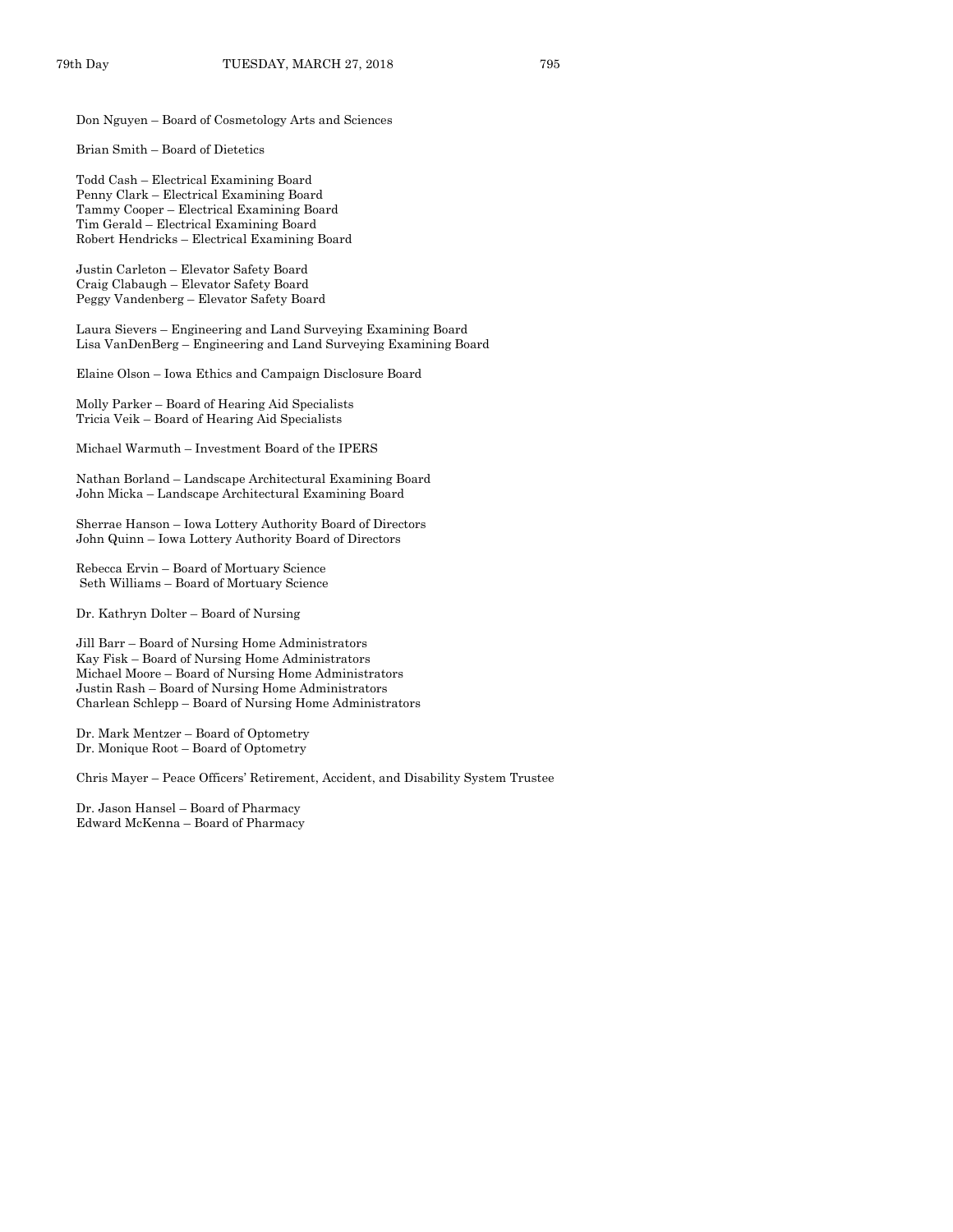Don Nguyen – Board of Cosmetology Arts and Sciences

Brian Smith – Board of Dietetics

Todd Cash – Electrical Examining Board
Penny Clark – Electrical Examining Board
Tammy Cooper – Electrical Examining Board
Tim Gerald – Electrical Examining Board
Robert Hendricks – Electrical Examining Board

Justin Carleton – Elevator Safety Board
Craig Clabaugh – Elevator Safety Board
Peggy Vandenberg – Elevator Safety Board

Laura Sievers – Engineering and Land Surveying Examining Board
Lisa VanDenBerg – Engineering and Land Surveying Examining Board

Elaine Olson – Iowa Ethics and Campaign Disclosure Board

Molly Parker – Board of Hearing Aid Specialists
Tricia Veik – Board of Hearing Aid Specialists

Michael Warmuth – Investment Board of the IPERS

Nathan Borland – Landscape Architectural Examining Board
John Micka – Landscape Architectural Examining Board

Sherrae Hanson – Iowa Lottery Authority Board of Directors
John Quinn – Iowa Lottery Authority Board of Directors

Rebecca Ervin – Board of Mortuary Science
Seth Williams – Board of Mortuary Science

Dr. Kathryn Dolter – Board of Nursing

Jill Barr – Board of Nursing Home Administrators
Kay Fisk – Board of Nursing Home Administrators
Michael Moore – Board of Nursing Home Administrators
Justin Rash – Board of Nursing Home Administrators
Charlean Schlepp – Board of Nursing Home Administrators

Dr. Mark Mentzer – Board of Optometry
Dr. Monique Root – Board of Optometry

Chris Mayer – Peace Officers' Retirement, Accident, and Disability System Trustee

Dr. Jason Hansel – Board of Pharmacy
Edward McKenna – Board of Pharmacy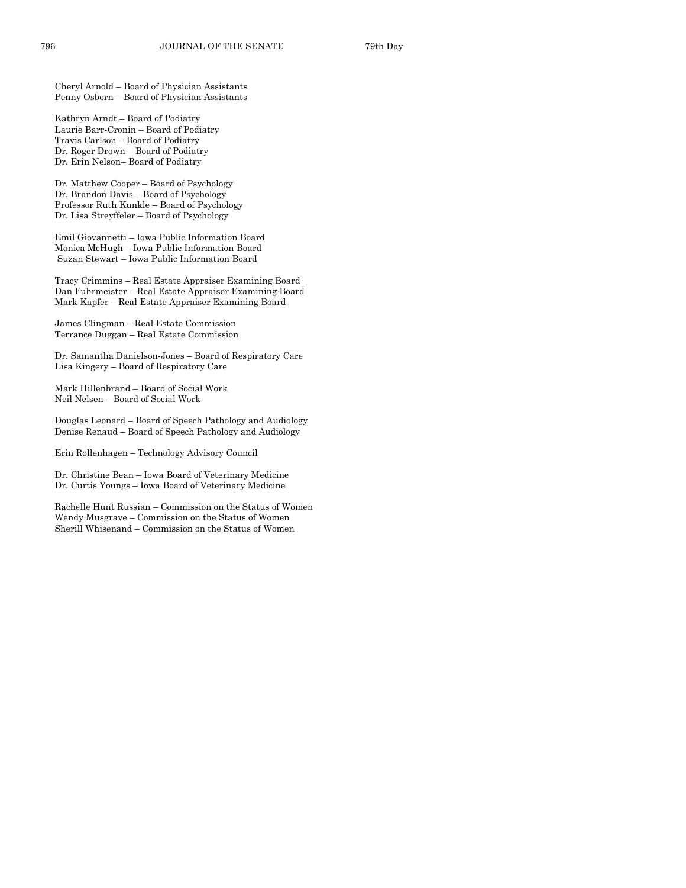Cheryl Arnold – Board of Physician Assistants
Penny Osborn – Board of Physician Assistants

Kathryn Arndt – Board of Podiatry
Laurie Barr-Cronin – Board of Podiatry
Travis Carlson – Board of Podiatry
Dr. Roger Drown – Board of Podiatry
Dr. Erin Nelson– Board of Podiatry

Dr. Matthew Cooper – Board of Psychology
Dr. Brandon Davis – Board of Psychology
Professor Ruth Kunkle – Board of Psychology
Dr. Lisa Streyffeler – Board of Psychology

Emil Giovannetti – Iowa Public Information Board
Monica McHugh – Iowa Public Information Board
Suzan Stewart – Iowa Public Information Board

Tracy Crimmins – Real Estate Appraiser Examining Board
Dan Fuhrmeister – Real Estate Appraiser Examining Board
Mark Kapfer – Real Estate Appraiser Examining Board

James Clingman – Real Estate Commission
Terrance Duggan – Real Estate Commission

Dr. Samantha Danielson-Jones – Board of Respiratory Care
Lisa Kingery – Board of Respiratory Care

Mark Hillenbrand – Board of Social Work
Neil Nelsen – Board of Social Work

Douglas Leonard – Board of Speech Pathology and Audiology
Denise Renaud – Board of Speech Pathology and Audiology

Erin Rollenhagen – Technology Advisory Council

Dr. Christine Bean – Iowa Board of Veterinary Medicine
Dr. Curtis Youngs – Iowa Board of Veterinary Medicine

Rachelle Hunt Russian – Commission on the Status of Women
Wendy Musgrave – Commission on the Status of Women
Sherill Whisenand – Commission on the Status of Women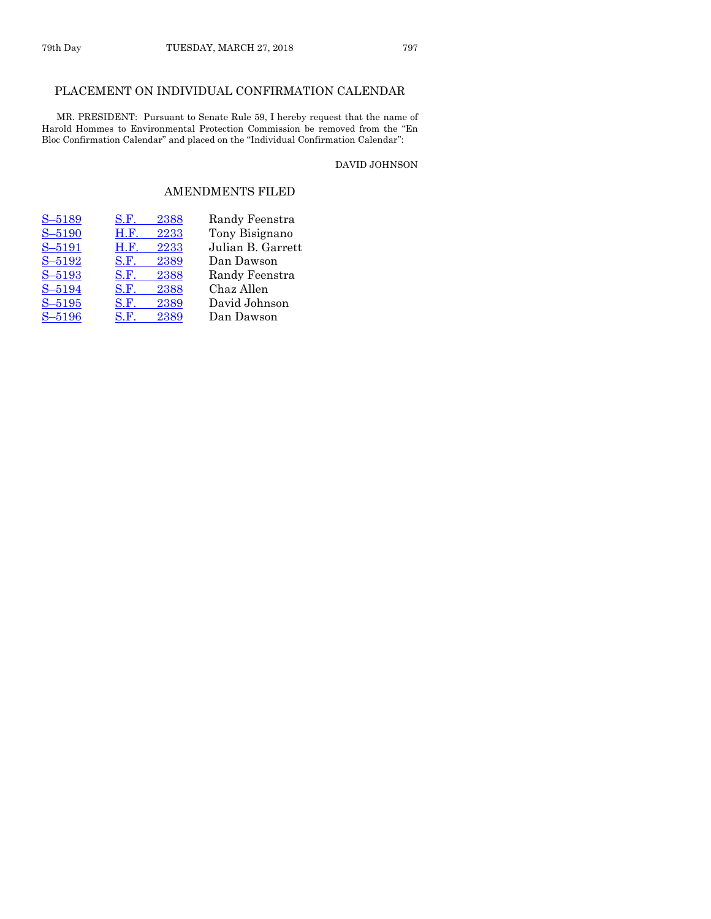## PLACEMENT ON INDIVIDUAL CONFIRMATION CALENDAR

MR. PRESIDENT: Pursuant to Senate Rule 59, I hereby request that the name of Harold Hommes to Environmental Protection Commission be removed from the "En Bloc Confirmation Calendar" and placed on the "Individual Confirmation Calendar":

DAVID JOHNSON

## AMENDMENTS FILED

| | | |
|---|---|---|
| S–5189 | S.F. 2388 | Randy Feenstra |
| S–5190 | H.F. 2233 | Tony Bisignano |
| S–5191 | H.F. 2233 | Julian B. Garrett |
| S–5192 | S.F. 2389 | Dan Dawson |
| S–5193 | S.F. 2388 | Randy Feenstra |
| S–5194 | S.F. 2388 | Chaz Allen |
| S–5195 | S.F. 2389 | David Johnson |
| S–5196 | S.F. 2389 | Dan Dawson |